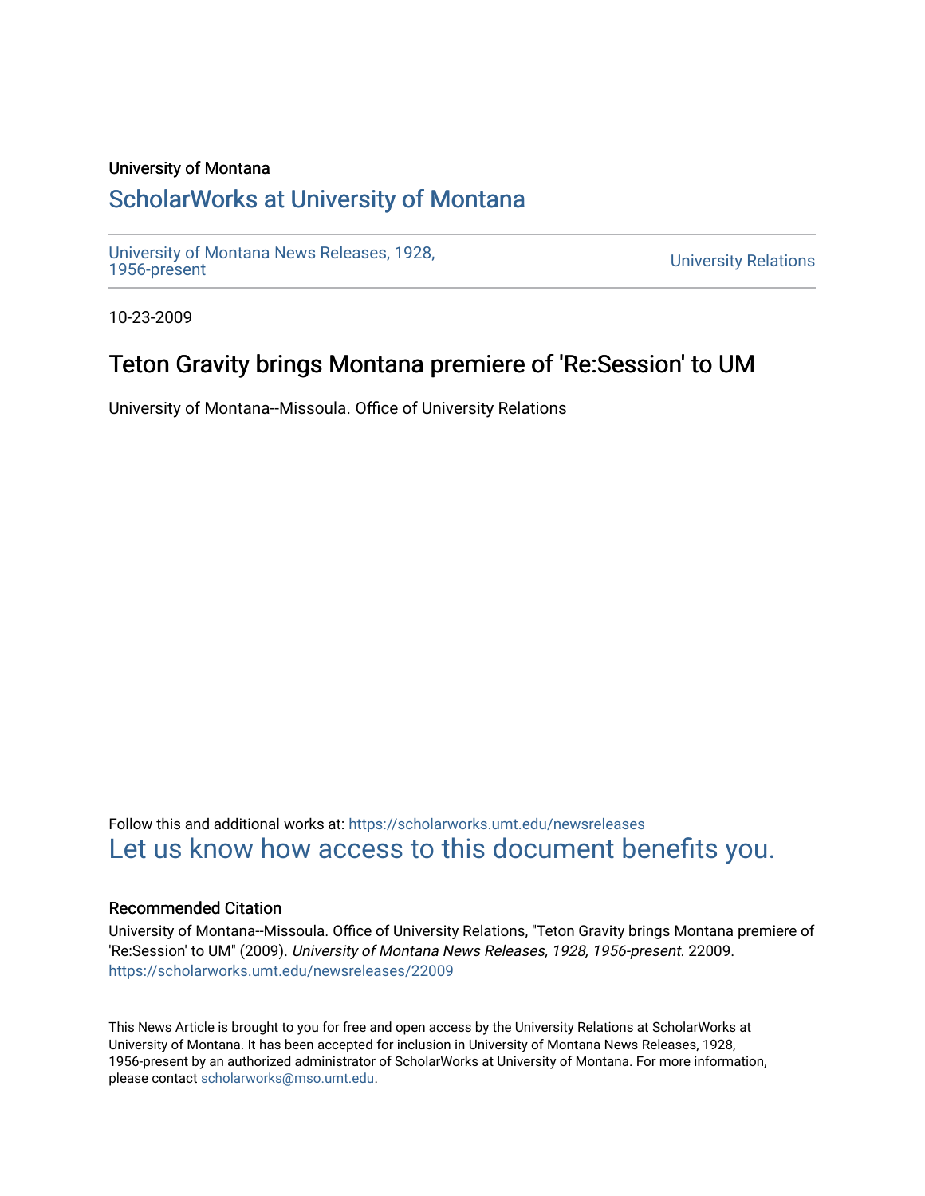University of Montana

# ScholarWorks at University of Montana

University of Montana News Releases, 1928, 1956-present

University Relations

10-23-2009

## Teton Gravity brings Montana premiere of 'Re:Session' to UM

University of Montana--Missoula. Office of University Relations

Follow this and additional works at: https://scholarworks.umt.edu/newsreleases

Let us know how access to this document benefits you.

### Recommended Citation

University of Montana--Missoula. Office of University Relations, "Teton Gravity brings Montana premiere of 'Re:Session' to UM" (2009). *University of Montana News Releases, 1928, 1956-present*. 22009.
https://scholarworks.umt.edu/newsreleases/22009

This News Article is brought to you for free and open access by the University Relations at ScholarWorks at University of Montana. It has been accepted for inclusion in University of Montana News Releases, 1928, 1956-present by an authorized administrator of ScholarWorks at University of Montana. For more information, please contact scholarworks@mso.umt.edu.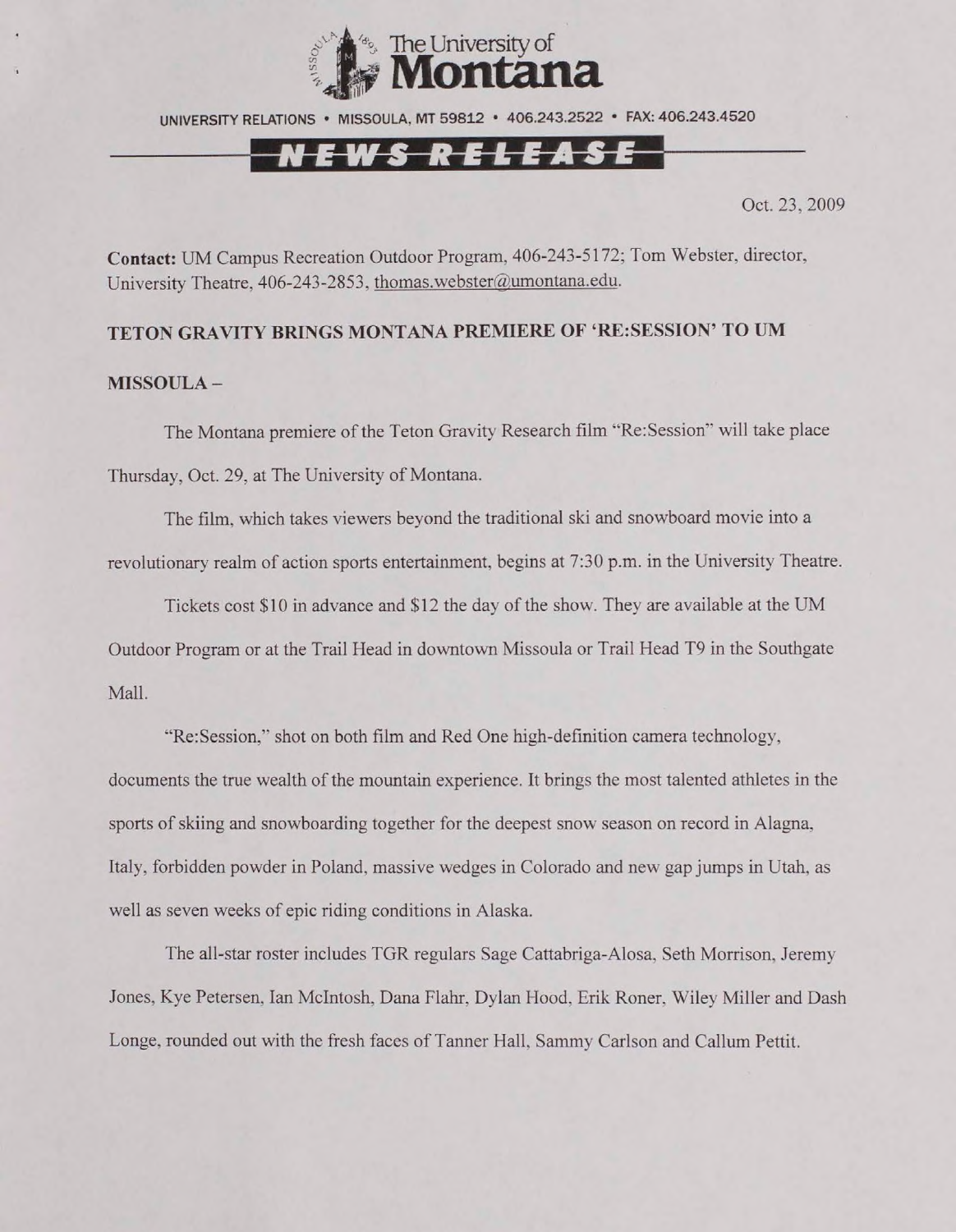The University of Montana

UNIVERSITY RELATIONS • MISSOULA, MT 59812 • 406.243.2522 • FAX: 406.243.4520

**NEWS RELEASE**

Oct. 23, 2009

**Contact:** UM Campus Recreation Outdoor Program, 406-243-5172; Tom Webster, director, University Theatre, 406-243-2853, thomas.webster@umontana.edu.

**TETON GRAVITY BRINGS MONTANA PREMIERE OF 'RE:SESSION' TO UM**

**MISSOULA –**

The Montana premiere of the Teton Gravity Research film "Re:Session" will take place Thursday, Oct. 29, at The University of Montana.

The film, which takes viewers beyond the traditional ski and snowboard movie into a revolutionary realm of action sports entertainment, begins at 7:30 p.m. in the University Theatre.

Tickets cost $10 in advance and $12 the day of the show. They are available at the UM Outdoor Program or at the Trail Head in downtown Missoula or Trail Head T9 in the Southgate Mall.

"Re:Session," shot on both film and Red One high-definition camera technology, documents the true wealth of the mountain experience. It brings the most talented athletes in the sports of skiing and snowboarding together for the deepest snow season on record in Alagna, Italy, forbidden powder in Poland, massive wedges in Colorado and new gap jumps in Utah, as well as seven weeks of epic riding conditions in Alaska.

The all-star roster includes TGR regulars Sage Cattabriga-Alosa, Seth Morrison, Jeremy Jones, Kye Petersen, Ian McIntosh, Dana Flahr, Dylan Hood, Erik Roner, Wiley Miller and Dash Longe, rounded out with the fresh faces of Tanner Hall, Sammy Carlson and Callum Pettit.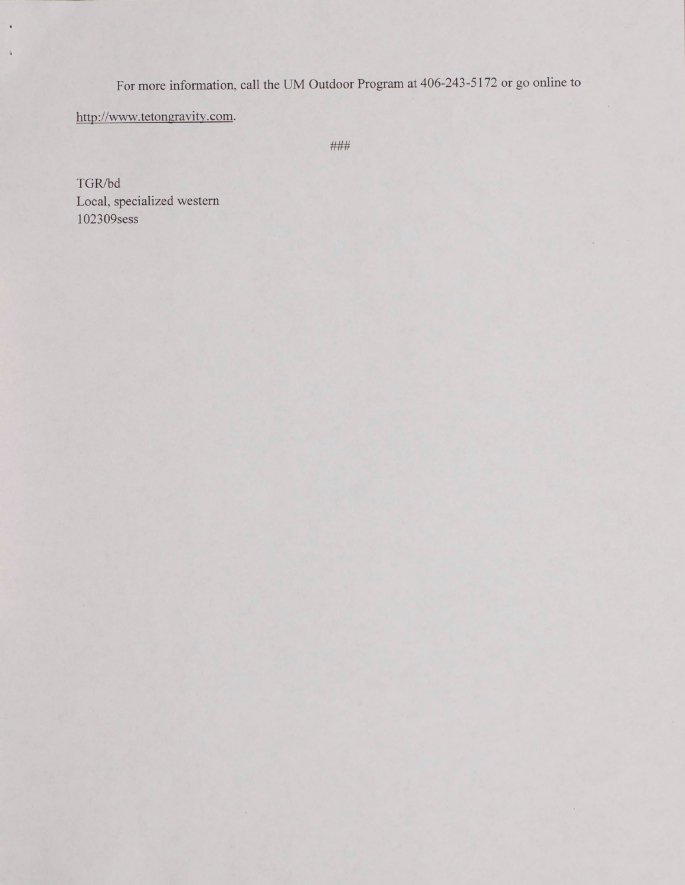For more information, call the UM Outdoor Program at 406-243-5172 or go online to http://www.tetongravity.com.

###

TGR/bd
Local, specialized western
102309sess